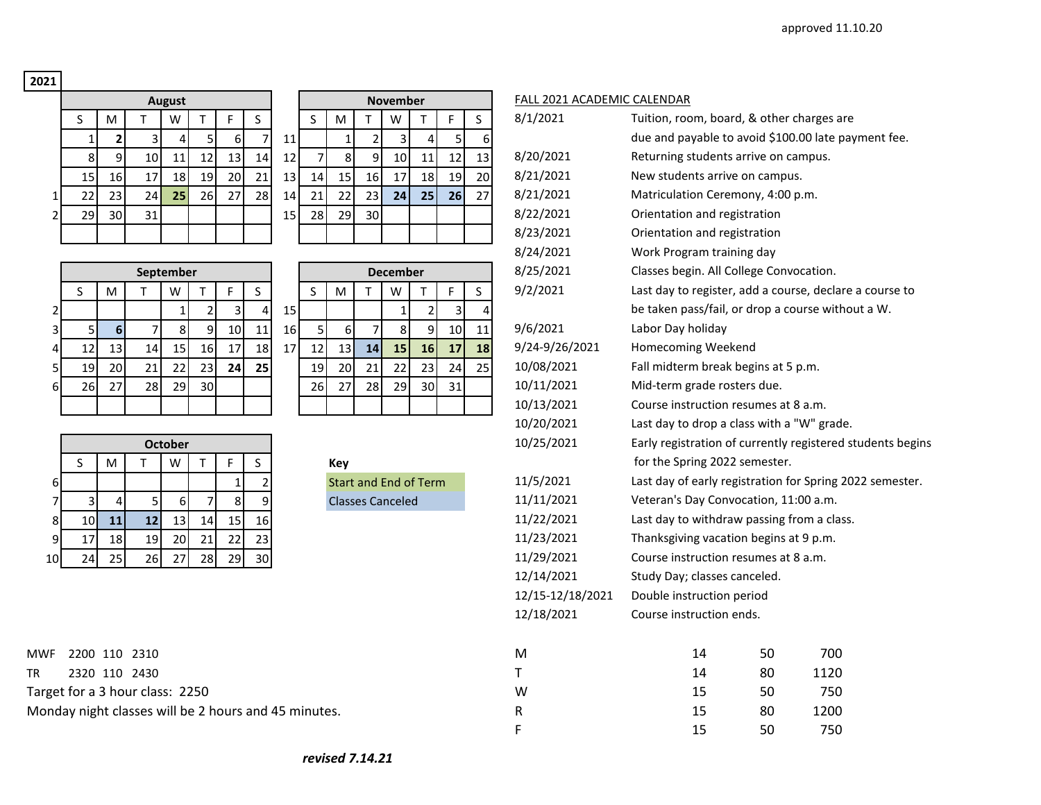approved 11.10.20

**2021**

| | August | | | | | | |
|---|---|---|---|---|---|---|---|
| | S | M | T | W | T | F | S |
| | 1 | **2** | 3 | 4 | 5 | 6 | 7 |
| | 8 | 9 | 10 | 11 | 12 | 13 | 14 |
| | 15 | 16 | 17 | 18 | 19 | 20 | 21 |
| 1 | 22 | 23 | 24 | **25** | 26 | 27 | 28 |
| 2 | 29 | 30 | 31 | | | | |

| | November | | | | | | |
|---|---|---|---|---|---|---|---|
| | S | M | T | W | T | F | S |
| 11 | | 1 | 2 | 3 | 4 | 5 | 6 |
| 12 | 7 | 8 | 9 | 10 | 11 | 12 | 13 |
| 13 | 14 | 15 | 16 | 17 | 18 | 19 | 20 |
| 14 | 21 | 22 | 23 | **24** | **25** | **26** | 27 |
| 15 | 28 | 29 | 30 | | | | |

| | September | | | | | | |
|---|---|---|---|---|---|---|---|
| | S | M | T | W | T | F | S |
| 2 | | | | 1 | 2 | 3 | 4 |
| 3 | 5 | **6** | 7 | 8 | 9 | 10 | 11 |
| 4 | 12 | 13 | 14 | 15 | 16 | 17 | 18 |
| 5 | 19 | 20 | 21 | 22 | 23 | **24** | **25** |
| 6 | 26 | 27 | 28 | 29 | 30 | | |

| | December | | | | | | |
|---|---|---|---|---|---|---|---|
| | S | M | T | W | T | F | S |
| 15 | | | | 1 | 2 | 3 | 4 |
| 16 | 5 | 6 | 7 | 8 | 9 | 10 | 11 |
| 17 | 12 | 13 | **14** | **15** | **16** | **17** | **18** |
| | 19 | 20 | 21 | 22 | 23 | 24 | 25 |
| | 26 | 27 | 28 | 29 | 30 | 31 | |

| | October | | | | | | |
|---|---|---|---|---|---|---|---|
| | S | M | T | W | T | F | S |
| 6 | | | | | | 1 | 2 |
| 7 | 3 | 4 | 5 | 6 | 7 | 8 | 9 |
| 8 | 10 | **11** | **12** | 13 | 14 | 15 | 16 |
| 9 | 17 | 18 | 19 | 20 | 21 | 22 | 23 |
| 10 | 24 | 25 | 26 | 27 | 28 | 29 | 30 |

**Key**
- Start and End of Term
- Classes Canceled

## FALL 2021 ACADEMIC CALENDAR

| Date | Event |
|---|---|
| 8/1/2021 | Tuition, room, board, & other charges are due and payable to avoid $100.00 late payment fee. |
| 8/20/2021 | Returning students arrive on campus. |
| 8/21/2021 | New students arrive on campus. |
| 8/21/2021 | Matriculation Ceremony, 4:00 p.m. |
| 8/22/2021 | Orientation and registration |
| 8/23/2021 | Orientation and registration |
| 8/24/2021 | Work Program training day |
| 8/25/2021 | Classes begin. All College Convocation. |
| 9/2/2021 | Last day to register, add a course, declare a course to be taken pass/fail, or drop a course without a W. |
| 9/6/2021 | Labor Day holiday |
| 9/24-9/26/2021 | Homecoming Weekend |
| 10/08/2021 | Fall midterm break begins at 5 p.m. |
| 10/11/2021 | Mid-term grade rosters due. |
| 10/13/2021 | Course instruction resumes at 8 a.m. |
| 10/20/2021 | Last day to drop a class with a "W" grade. |
| 10/25/2021 | Early registration of currently registered students begins for the Spring 2022 semester. |
| 11/5/2021 | Last day of early registration for Spring 2022 semester. |
| 11/11/2021 | Veteran's Day Convocation, 11:00 a.m. |
| 11/22/2021 | Last day to withdraw passing from a class. |
| 11/23/2021 | Thanksgiving vacation begins at 9 p.m. |
| 11/29/2021 | Course instruction resumes at 8 a.m. |
| 12/14/2021 | Study Day; classes canceled. |
| 12/15-12/18/2021 | Double instruction period |
| 12/18/2021 | Course instruction ends. |

MWF 2200 110 2310
TR 2320 110 2430
Target for a 3 hour class: 2250
Monday night classes will be 2 hours and 45 minutes.

| | | | |
|---|---|---|---|
| M | 14 | 50 | 700 |
| T | 14 | 80 | 1120 |
| W | 15 | 50 | 750 |
| R | 15 | 80 | 1200 |
| F | 15 | 50 | 750 |

***revised 7.14.21***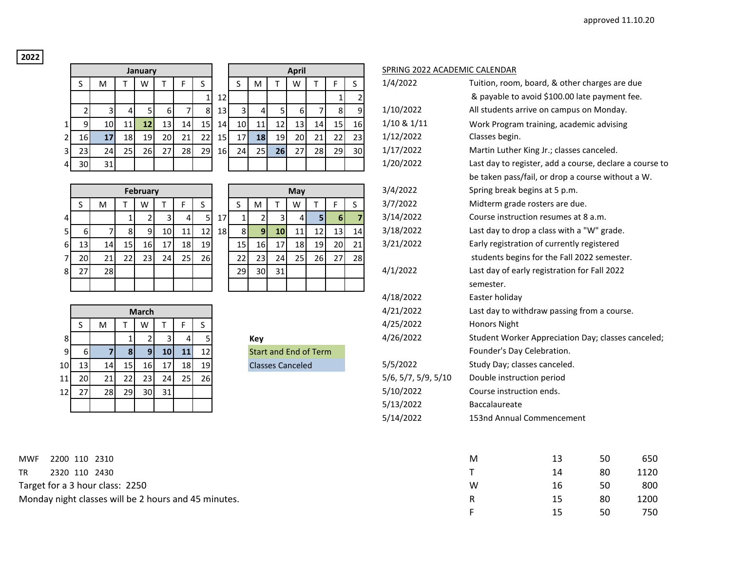approved 11.10.20

**2022**

| | January | | | | | | |
|---|---|---|---|---|---|---|---|
| | S | M | T | W | T | F | S |
| | | | | | | | 1 |
| | 2 | 3 | 4 | 5 | 6 | 7 | 8 |
| 1 | 9 | 10 | 11 | **12** | 13 | 14 | 15 |
| 2 | 16 | **17** | 18 | 19 | 20 | 21 | 22 |
| 3 | 23 | 24 | 25 | 26 | 27 | 28 | 29 |
| 4 | 30 | 31 | | | | | |

| | February | | | | | | |
|---|---|---|---|---|---|---|---|
| | S | M | T | W | T | F | S |
| 4 | | | 1 | 2 | 3 | 4 | 5 |
| 5 | 6 | 7 | 8 | 9 | 10 | 11 | 12 |
| 6 | 13 | 14 | 15 | 16 | 17 | 18 | 19 |
| 7 | 20 | 21 | 22 | 23 | 24 | 25 | 26 |
| 8 | 27 | 28 | | | | | |

| | March | | | | | | |
|---|---|---|---|---|---|---|---|
| | S | M | T | W | T | F | S |
| 8 | | | 1 | 2 | 3 | 4 | 5 |
| 9 | 6 | **7** | **8** | **9** | **10** | **11** | 12 |
| 10 | 13 | 14 | 15 | 16 | 17 | 18 | 19 |
| 11 | 20 | 21 | 22 | 23 | 24 | 25 | 26 |
| 12 | 27 | 28 | 29 | 30 | 31 | | |

| | April | | | | | | |
|---|---|---|---|---|---|---|---|
| | S | M | T | W | T | F | S |
| 12 | | | | | | 1 | 2 |
| 13 | 3 | 4 | 5 | 6 | 7 | 8 | 9 |
| 14 | 10 | 11 | 12 | 13 | 14 | 15 | 16 |
| 15 | 17 | **18** | 19 | 20 | 21 | 22 | 23 |
| 16 | 24 | 25 | **26** | 27 | 28 | 29 | 30 |

| | May | | | | | | |
|---|---|---|---|---|---|---|---|
| | S | M | T | W | T | F | S |
| 17 | 1 | 2 | 3 | 4 | **5** | **6** | **7** |
| 18 | 8 | **9** | **10** | 11 | 12 | 13 | 14 |
| | 15 | 16 | 17 | 18 | 19 | 20 | 21 |
| | 22 | 23 | 24 | 25 | 26 | 27 | 28 |
| | 29 | 30 | 31 | | | | |

**Key**

- Start and End of Term
- Classes Canceled

SPRING 2022 ACADEMIC CALENDAR

| | |
|---|---|
| 1/4/2022 | Tuition, room, board, & other charges are due & payable to avoid $100.00 late payment fee. |
| 1/10/2022 | All students arrive on campus on Monday. |
| 1/10 & 1/11 | Work Program training, academic advising |
| 1/12/2022 | Classes begin. |
| 1/17/2022 | Martin Luther King Jr.; classes canceled. |
| 1/20/2022 | Last day to register, add a course, declare a course to be taken pass/fail, or drop a course without a W. |
| 3/4/2022 | Spring break begins at 5 p.m. |
| 3/7/2022 | Midterm grade rosters are due. |
| 3/14/2022 | Course instruction resumes at 8 a.m. |
| 3/18/2022 | Last day to drop a class with a "W" grade. |
| 3/21/2022 | Early registration of currently registered students begins for the Fall 2022 semester. |
| 4/1/2022 | Last day of early registration for Fall 2022 semester. |
| 4/18/2022 | Easter holiday |
| 4/21/2022 | Last day to withdraw passing from a course. |
| 4/25/2022 | Honors Night |
| 4/26/2022 | Student Worker Appreciation Day; classes canceled; Founder's Day Celebration. |
| 5/5/2022 | Study Day; classes canceled. |
| 5/6, 5/7, 5/9, 5/10 | Double instruction period |
| 5/10/2022 | Course instruction ends. |
| 5/13/2022 | Baccalaureate |
| 5/14/2022 | 153nd Annual Commencement |

MWF 2200 110 2310

TR 2320 110 2430

Target for a 3 hour class: 2250

Monday night classes will be 2 hours and 45 minutes.

| | | | |
|---|---|---|---|
| M | 13 | 50 | 650 |
| T | 14 | 80 | 1120 |
| W | 16 | 50 | 800 |
| R | 15 | 80 | 1200 |
| F | 15 | 50 | 750 |